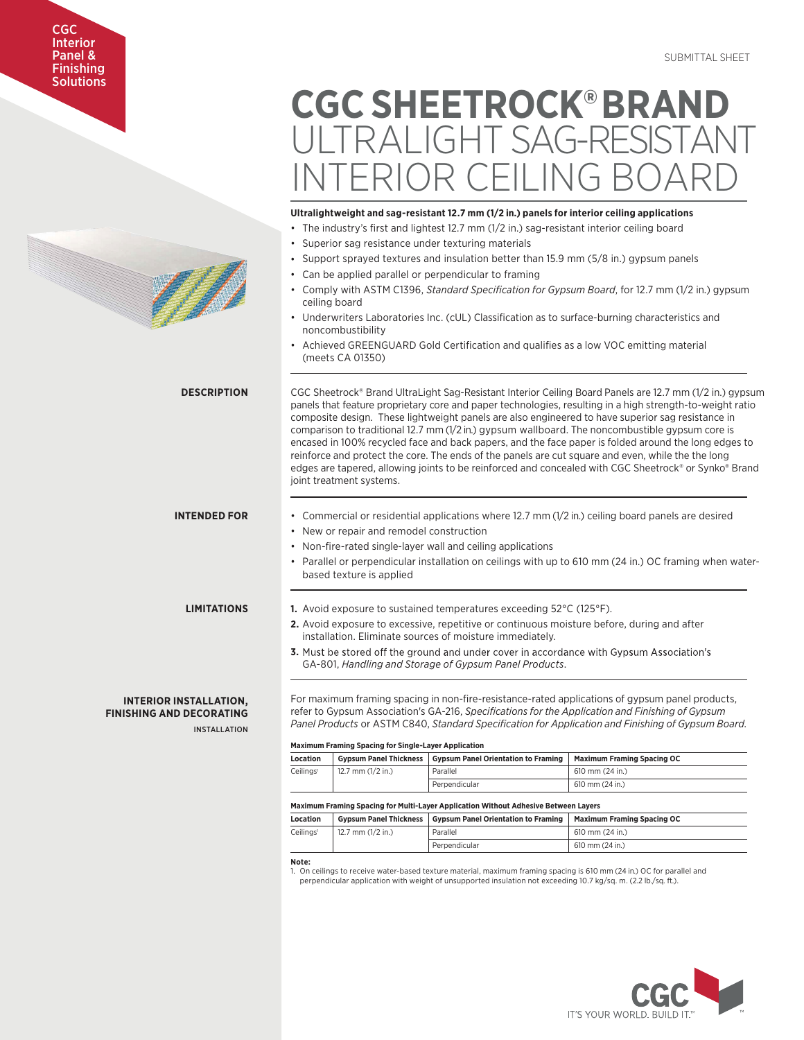CGC Interior Panel & Finishing Solutions

SUBMITTAL SHEET

# CGC SHEETROCK® BRAND ULTRALIGHT SAG-RESISTANT INTERIOR CEILING BOARD

**Ultralightweight and sag-resistant 12.7 mm (1/2 in.) panels for interior ceiling applications**

- The industry's first and lightest 12.7 mm (1/2 in.) sag-resistant interior ceiling board
- Superior sag resistance under texturing materials
- Support sprayed textures and insulation better than 15.9 mm (5/8 in.) gypsum panels
- Can be applied parallel or perpendicular to framing
- Comply with ASTM C1396, *Standard Specification for Gypsum Board*, for 12.7 mm (1/2 in.) gypsum ceiling board
- Underwriters Laboratories Inc. (cUL) Classification as to surface-burning characteristics and noncombustibility
- Achieved GREENGUARD Gold Certification and qualifies as a low VOC emitting material (meets CA 01350)

## DESCRIPTION

CGC Sheetrock® Brand UltraLight Sag-Resistant Interior Ceiling Board Panels are 12.7 mm (1/2 in.) gypsum panels that feature proprietary core and paper technologies, resulting in a high strength-to-weight ratio composite design. These lightweight panels are also engineered to have superior sag resistance in comparison to traditional 12.7 mm (1/2 in.) gypsum wallboard. The noncombustible gypsum core is encased in 100% recycled face and back papers, and the face paper is folded around the long edges to reinforce and protect the core. The ends of the panels are cut square and even, while the long edges are tapered, allowing joints to be reinforced and concealed with CGC Sheetrock® or Synko® Brand joint treatment systems.

## INTENDED FOR

- Commercial or residential applications where 12.7 mm (1/2 in.) ceiling board panels are desired
- New or repair and remodel construction
- Non-fire-rated single-layer wall and ceiling applications
- Parallel or perpendicular installation on ceilings with up to 610 mm (24 in.) OC framing when water-based texture is applied

## LIMITATIONS

1. Avoid exposure to sustained temperatures exceeding 52°C (125°F).
2. Avoid exposure to excessive, repetitive or continuous moisture before, during and after installation. Eliminate sources of moisture immediately.
3. Must be stored off the ground and under cover in accordance with Gypsum Association's GA-801, *Handling and Storage of Gypsum Panel Products*.

## INTERIOR INSTALLATION, FINISHING AND DECORATING

### INSTALLATION

For maximum framing spacing in non-fire-resistance-rated applications of gypsum panel products, refer to Gypsum Association's GA-216, *Specifications for the Application and Finishing of Gypsum Panel Products* or ASTM C840, *Standard Specification for Application and Finishing of Gypsum Board.*

**Maximum Framing Spacing for Single-Layer Application**

| Location | Gypsum Panel Thickness | Gypsum Panel Orientation to Framing | Maximum Framing Spacing OC |
|---|---|---|---|
| Ceilings[1] | 12.7 mm (1/2 in.) | Parallel | 610 mm (24 in.) |
| | | Perpendicular | 610 mm (24 in.) |

**Maximum Framing Spacing for Multi-Layer Application Without Adhesive Between Layers**

| Location | Gypsum Panel Thickness | Gypsum Panel Orientation to Framing | Maximum Framing Spacing OC |
|---|---|---|---|
| Ceilings[1] | 12.7 mm (1/2 in.) | Parallel | 610 mm (24 in.) |
| | | Perpendicular | 610 mm (24 in.) |

**Note:**

1. On ceilings to receive water-based texture material, maximum framing spacing is 610 mm (24 in.) OC for parallel and perpendicular application with weight of unsupported insulation not exceeding 10.7 kg/sq. m. (2.2 lb./sq. ft.).

CGC IT'S YOUR WORLD. BUILD IT.™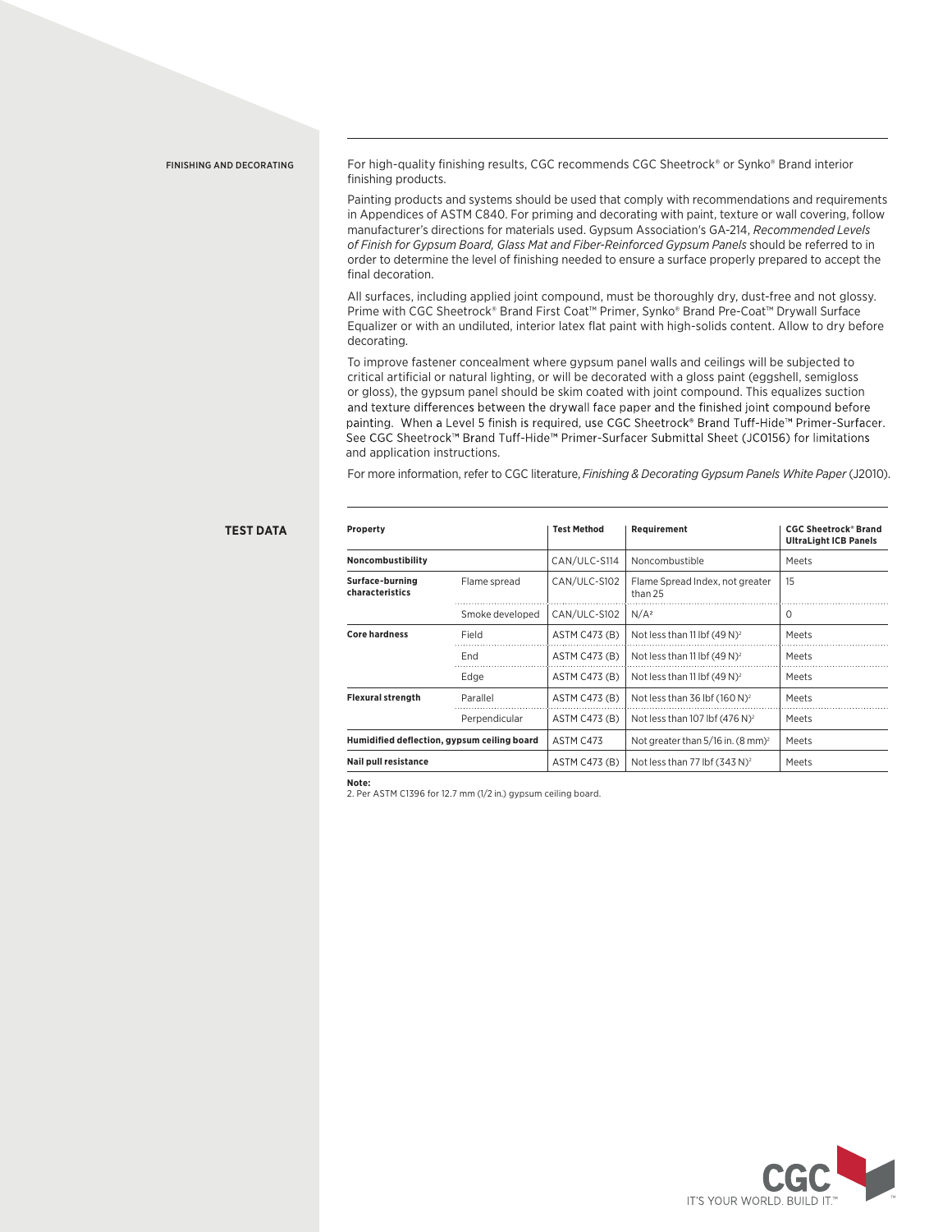## FINISHING AND DECORATING

For high-quality finishing results, CGC recommends CGC Sheetrock® or Synko® Brand interior finishing products.

Painting products and systems should be used that comply with recommendations and requirements in Appendices of ASTM C840. For priming and decorating with paint, texture or wall covering, follow manufacturer's directions for materials used. Gypsum Association's GA-214, *Recommended Levels of Finish for Gypsum Board, Glass Mat and Fiber-Reinforced Gypsum Panels* should be referred to in order to determine the level of finishing needed to ensure a surface properly prepared to accept the final decoration.

All surfaces, including applied joint compound, must be thoroughly dry, dust-free and not glossy. Prime with CGC Sheetrock® Brand First Coat™ Primer, Synko® Brand Pre-Coat™ Drywall Surface Equalizer or with an undiluted, interior latex flat paint with high-solids content. Allow to dry before decorating.

To improve fastener concealment where gypsum panel walls and ceilings will be subjected to critical artificial or natural lighting, or will be decorated with a gloss paint (eggshell, semigloss or gloss), the gypsum panel should be skim coated with joint compound. This equalizes suction and texture differences between the drywall face paper and the finished joint compound before painting. When a Level 5 finish is required, use CGC Sheetrock® Brand Tuff-Hide™ Primer-Surfacer. See CGC Sheetrock™ Brand Tuff-Hide™ Primer-Surfacer Submittal Sheet (JC0156) for limitations and application instructions.

For more information, refer to CGC literature, *Finishing & Decorating Gypsum Panels White Paper* (J2010).

## TEST DATA

| Property | | Test Method | Requirement | CGC Sheetrock® Brand UltraLight ICB Panels |
|---|---|---|---|---|
| **Noncombustibility** | | CAN/ULC-S114 | Noncombustible | Meets |
| **Surface-burning characteristics** | Flame spread | CAN/ULC-S102 | Flame Spread Index, not greater than 25 | 15 |
| | Smoke developed | CAN/ULC-S102 | N/A[2] | 0 |
| **Core hardness** | Field | ASTM C473 (B) | Not less than 11 lbf (49 N)[2] | Meets |
| | End | ASTM C473 (B) | Not less than 11 lbf (49 N)[2] | Meets |
| | Edge | ASTM C473 (B) | Not less than 11 lbf (49 N)[2] | Meets |
| **Flexural strength** | Parallel | ASTM C473 (B) | Not less than 36 lbf (160 N)[2] | Meets |
| | Perpendicular | ASTM C473 (B) | Not less than 107 lbf (476 N)[2] | Meets |
| **Humidified deflection, gypsum ceiling board** | | ASTM C473 | Not greater than 5/16 in. (8 mm)[2] | Meets |
| **Nail pull resistance** | | ASTM C473 (B) | Not less than 77 lbf (343 N)[2] | Meets |

**Note:**
2. Per ASTM C1396 for 12.7 mm (1/2 in.) gypsum ceiling board.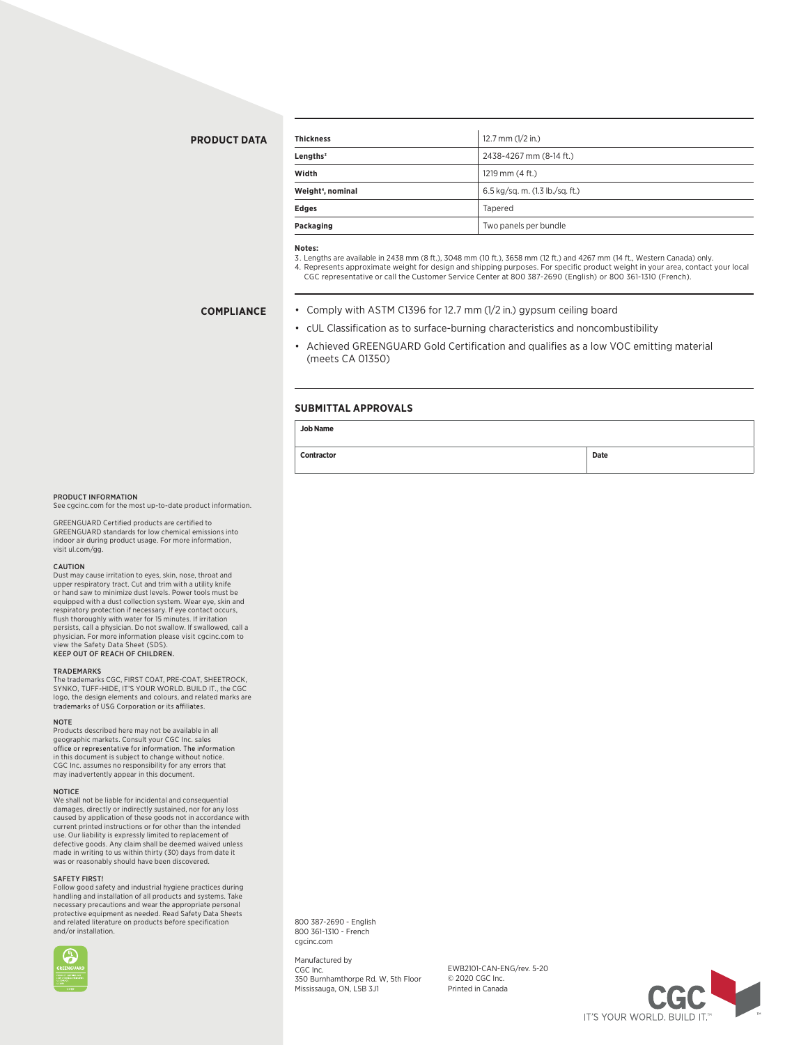## PRODUCT DATA

| | |
|---|---|
| **Thickness** | 12.7 mm (1/2 in.) |
| **Lengths**[3] | 2438-4267 mm (8-14 ft.) |
| **Width** | 1219 mm (4 ft.) |
| **Weight**[4]**, nominal** | 6.5 kg/sq. m. (1.3 lb./sq. ft.) |
| **Edges** | Tapered |
| **Packaging** | Two panels per bundle |

**Notes:**
3. Lengths are available in 2438 mm (8 ft.), 3048 mm (10 ft.), 3658 mm (12 ft.) and 4267 mm (14 ft., Western Canada) only.
4. Represents approximate weight for design and shipping purposes. For specific product weight in your area, contact your local CGC representative or call the Customer Service Center at 800 387-2690 (English) or 800 361-1310 (French).

## COMPLIANCE

- Comply with ASTM C1396 for 12.7 mm (1/2 in.) gypsum ceiling board
- cUL Classification as to surface-burning characteristics and noncombustibility
- Achieved GREENGUARD Gold Certification and qualifies as a low VOC emitting material (meets CA 01350)

## SUBMITTAL APPROVALS

| | |
|---|---|
| **Job Name** | |
| **Contractor** | **Date** |

PRODUCT INFORMATION
See cgcinc.com for the most up-to-date product information.

GREENGUARD Certified products are certified to GREENGUARD standards for low chemical emissions into indoor air during product usage. For more information, visit ul.com/gg.

CAUTION
Dust may cause irritation to eyes, skin, nose, throat and upper respiratory tract. Cut and trim with a utility knife or hand saw to minimize dust levels. Power tools must be equipped with a dust collection system. Wear eye, skin and respiratory protection if necessary. If eye contact occurs, flush thoroughly with water for 15 minutes. If irritation persists, call a physician. Do not swallow. If swallowed, call a physician. For more information please visit cgcinc.com to view the Safety Data Sheet (SDS).
KEEP OUT OF REACH OF CHILDREN.

TRADEMARKS
The trademarks CGC, FIRST COAT, PRE-COAT, SHEETROCK, SYNKO, TUFF-HIDE, IT'S YOUR WORLD. BUILD IT., the CGC logo, the design elements and colours, and related marks are trademarks of USG Corporation or its affiliates.

NOTE
Products described here may not be available in all geographic markets. Consult your CGC Inc. sales office or representative for information. The information in this document is subject to change without notice. CGC Inc. assumes no responsibility for any errors that may inadvertently appear in this document.

NOTICE
We shall not be liable for incidental and consequential damages, directly or indirectly sustained, nor for any loss caused by application of these goods not in accordance with current printed instructions or for other than the intended use. Our liability is expressly limited to replacement of defective goods. Any claim shall be deemed waived unless made in writing to us within thirty (30) days from date it was or reasonably should have been discovered.

SAFETY FIRST!
Follow good safety and industrial hygiene practices during handling and installation of all products and systems. Take necessary precautions and wear the appropriate personal protective equipment as needed. Read Safety Data Sheets and related literature on products before specification and/or installation.

800 387-2690 - English
800 361-1310 - French
cgcinc.com

Manufactured by
CGC Inc.
350 Burnhamthorpe Rd. W, 5th Floor
Mississauga, ON, L5B 3J1

EWB2101-CAN-ENG/rev. 5-20
© 2020 CGC Inc.
Printed in Canada

CGC
IT'S YOUR WORLD. BUILD IT.™